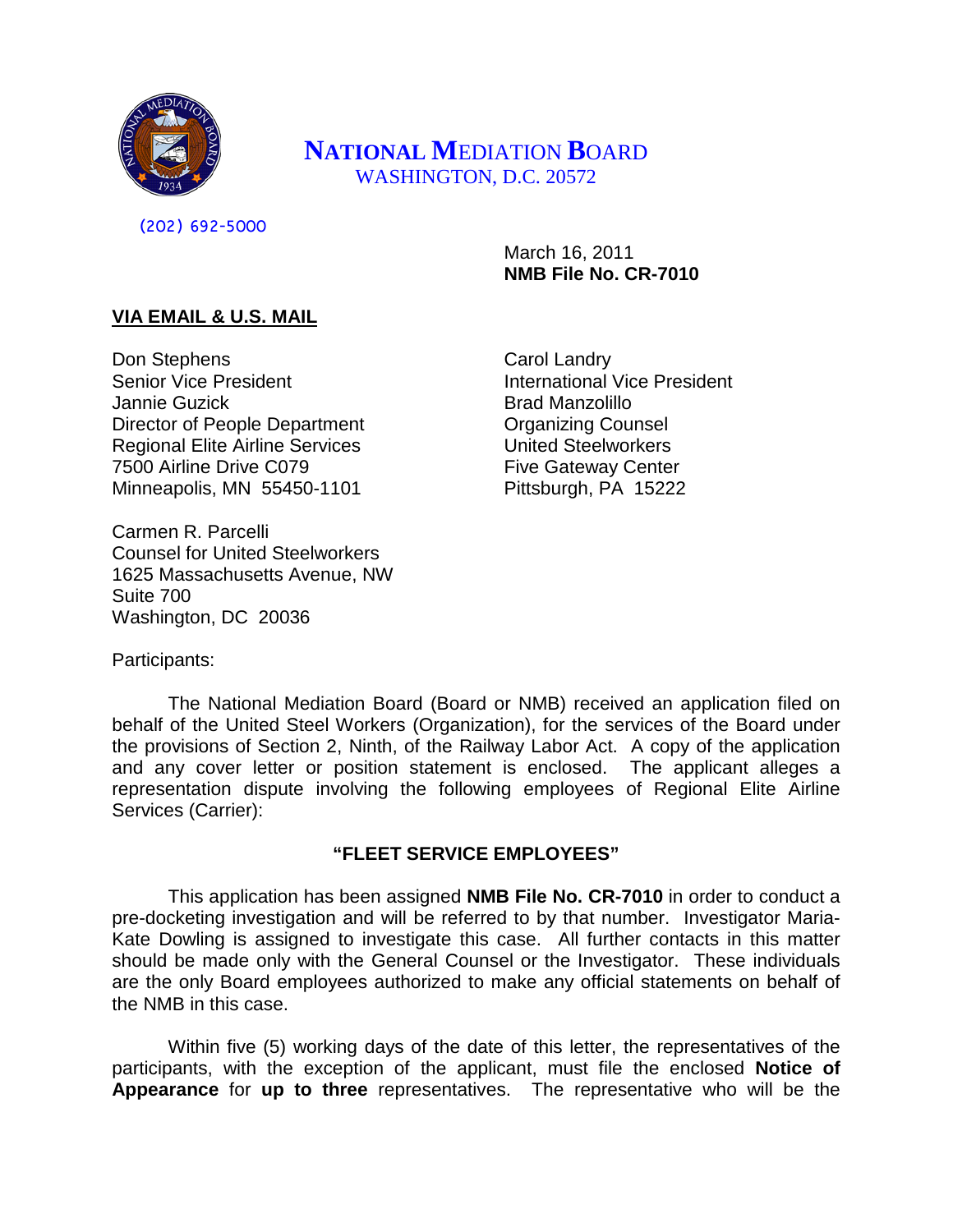# NATIONAL MEDIATION BOARD
WASHINGTON, D.C. 20572

(202) 692-5000

March 16, 2011
**NMB File No. CR-7010**

**VIA EMAIL & U.S. MAIL**

Don Stephens
Senior Vice President
Jannie Guzick
Director of People Department
Regional Elite Airline Services
7500 Airline Drive C079
Minneapolis, MN 55450-1101

Carol Landry
International Vice President
Brad Manzolillo
Organizing Counsel
United Steelworkers
Five Gateway Center
Pittsburgh, PA 15222

Carmen R. Parcelli
Counsel for United Steelworkers
1625 Massachusetts Avenue, NW
Suite 700
Washington, DC 20036

Participants:

The National Mediation Board (Board or NMB) received an application filed on behalf of the United Steel Workers (Organization), for the services of the Board under the provisions of Section 2, Ninth, of the Railway Labor Act. A copy of the application and any cover letter or position statement is enclosed. The applicant alleges a representation dispute involving the following employees of Regional Elite Airline Services (Carrier):

**"FLEET SERVICE EMPLOYEES"**

This application has been assigned **NMB File No. CR-7010** in order to conduct a pre-docketing investigation and will be referred to by that number. Investigator Maria-Kate Dowling is assigned to investigate this case. All further contacts in this matter should be made only with the General Counsel or the Investigator. These individuals are the only Board employees authorized to make any official statements on behalf of the NMB in this case.

Within five (5) working days of the date of this letter, the representatives of the participants, with the exception of the applicant, must file the enclosed **Notice of Appearance** for **up to three** representatives. The representative who will be the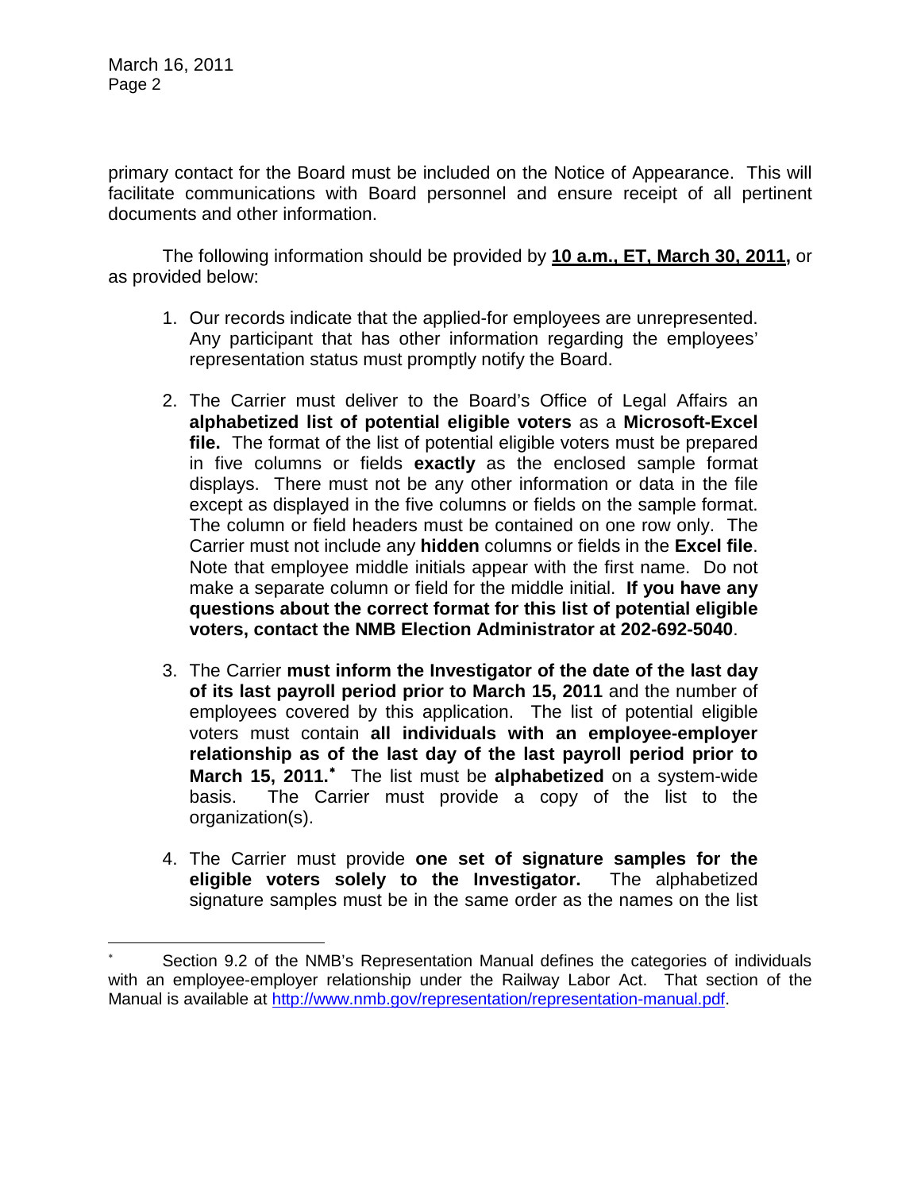primary contact for the Board must be included on the Notice of Appearance. This will facilitate communications with Board personnel and ensure receipt of all pertinent documents and other information.

The following information should be provided by **10 a.m., ET, March 30, 2011,** or as provided below:

1. Our records indicate that the applied-for employees are unrepresented. Any participant that has other information regarding the employees' representation status must promptly notify the Board.

2. The Carrier must deliver to the Board's Office of Legal Affairs an **alphabetized list of potential eligible voters** as a **Microsoft-Excel file.** The format of the list of potential eligible voters must be prepared in five columns or fields **exactly** as the enclosed sample format displays. There must not be any other information or data in the file except as displayed in the five columns or fields on the sample format. The column or field headers must be contained on one row only. The Carrier must not include any **hidden** columns or fields in the **Excel file**. Note that employee middle initials appear with the first name. Do not make a separate column or field for the middle initial. **If you have any questions about the correct format for this list of potential eligible voters, contact the NMB Election Administrator at 202-692-5040**.

3. The Carrier **must inform the Investigator of the date of the last day of its last payroll period prior to March 15, 2011** and the number of employees covered by this application. The list of potential eligible voters must contain **all individuals with an employee-employer relationship as of the last day of the last payroll period prior to March 15, 2011.**[*] The list must be **alphabetized** on a system-wide basis. The Carrier must provide a copy of the list to the organization(s).

4. The Carrier must provide **one set of signature samples for the eligible voters solely to the Investigator.** The alphabetized signature samples must be in the same order as the names on the list

---

[*] Section 9.2 of the NMB's Representation Manual defines the categories of individuals with an employee-employer relationship under the Railway Labor Act. That section of the Manual is available at http://www.nmb.gov/representation/representation-manual.pdf.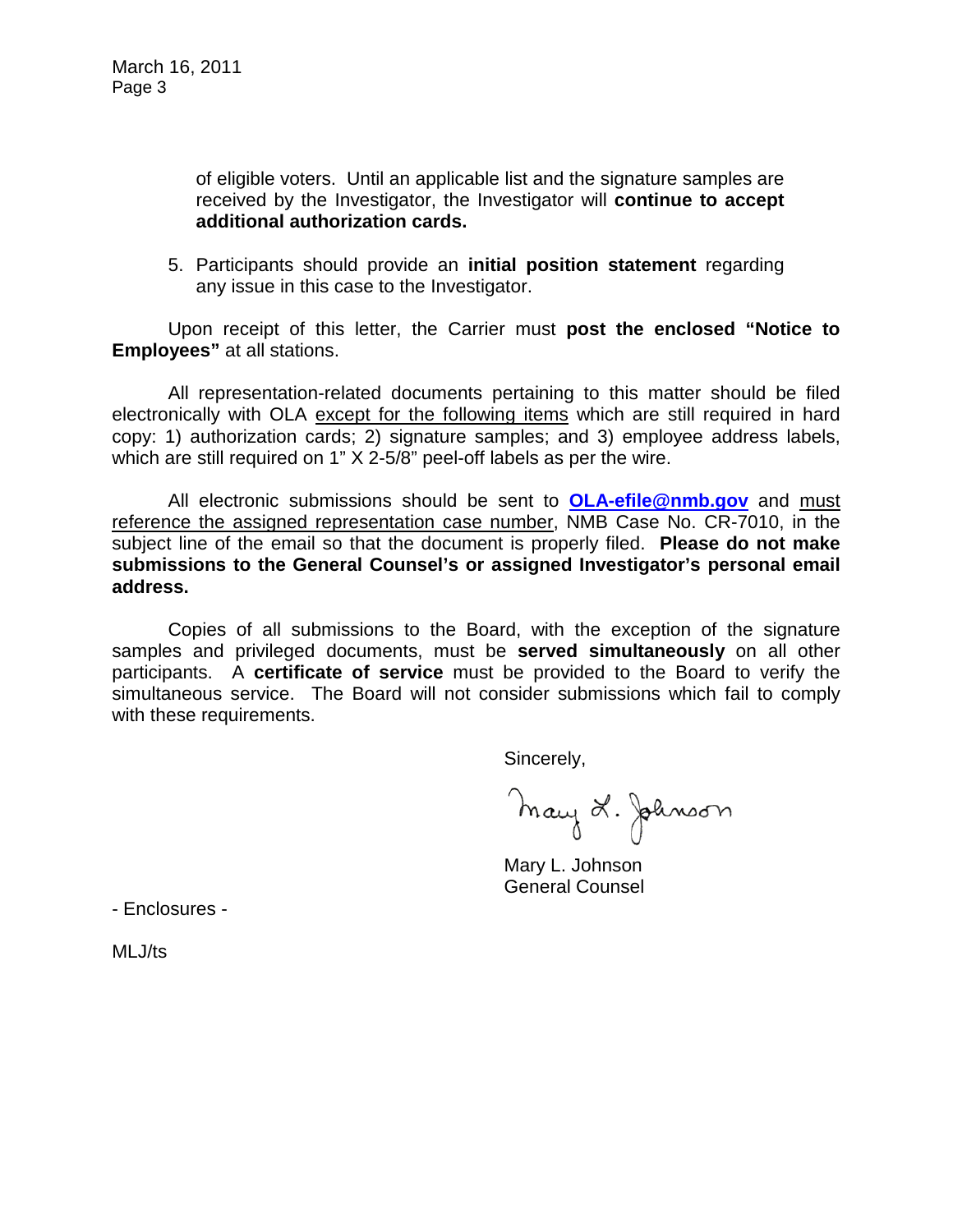of eligible voters. Until an applicable list and the signature samples are received by the Investigator, the Investigator will **continue to accept additional authorization cards.**

5. Participants should provide an **initial position statement** regarding any issue in this case to the Investigator.

Upon receipt of this letter, the Carrier must **post the enclosed "Notice to Employees"** at all stations.

All representation-related documents pertaining to this matter should be filed electronically with OLA except for the following items which are still required in hard copy: 1) authorization cards; 2) signature samples; and 3) employee address labels, which are still required on 1" X 2-5/8" peel-off labels as per the wire.

All electronic submissions should be sent to **OLA-efile@nmb.gov** and must reference the assigned representation case number, NMB Case No. CR-7010, in the subject line of the email so that the document is properly filed. **Please do not make submissions to the General Counsel's or assigned Investigator's personal email address.**

Copies of all submissions to the Board, with the exception of the signature samples and privileged documents, must be **served simultaneously** on all other participants. A **certificate of service** must be provided to the Board to verify the simultaneous service. The Board will not consider submissions which fail to comply with these requirements.

Sincerely,

Mary L. Johnson

Mary L. Johnson
General Counsel

- Enclosures -

MLJ/ts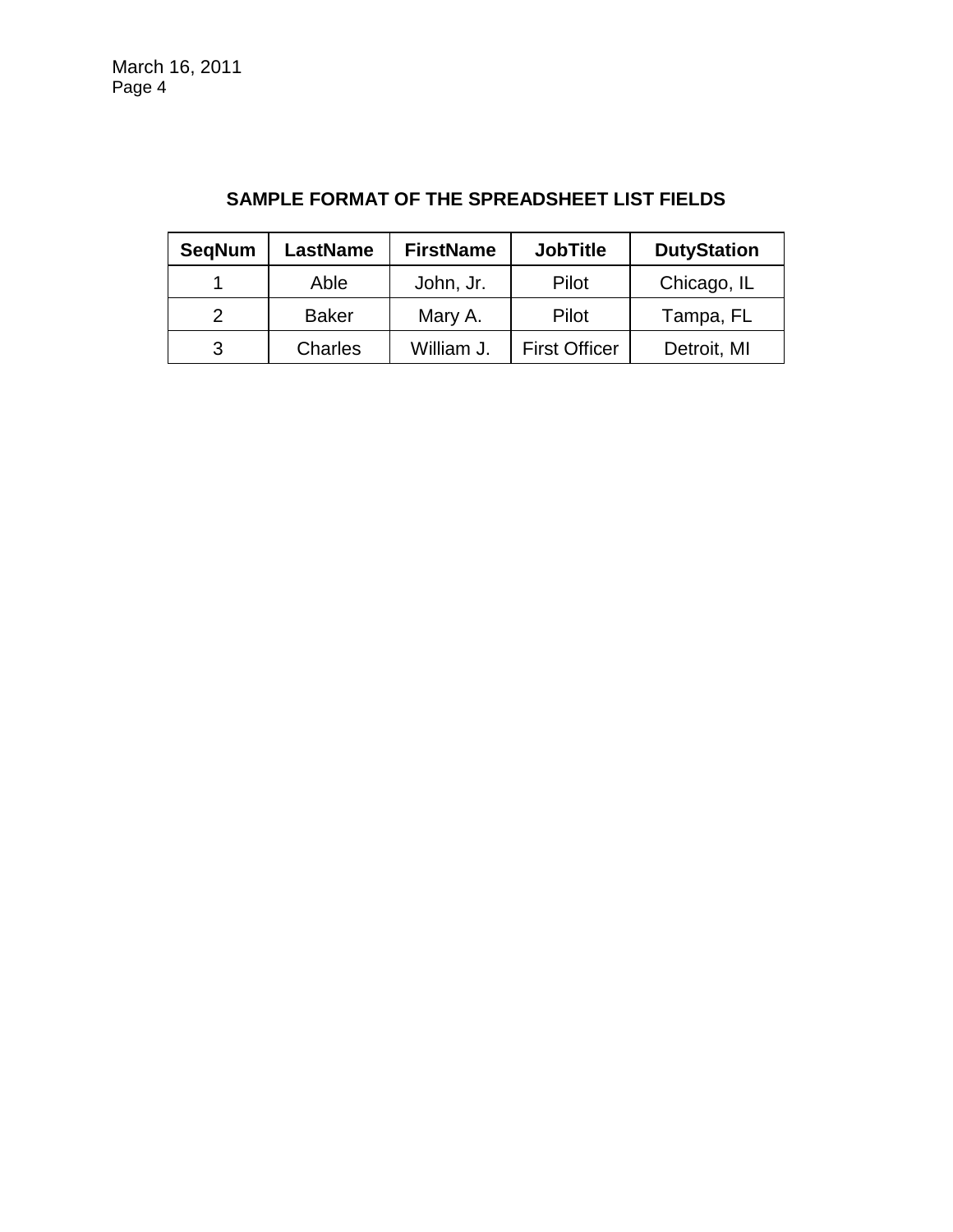**SAMPLE FORMAT OF THE SPREADSHEET LIST FIELDS**

| SeqNum | LastName | FirstName | JobTitle | DutyStation |
|---|---|---|---|---|
| 1 | Able | John, Jr. | Pilot | Chicago, IL |
| 2 | Baker | Mary A. | Pilot | Tampa, FL |
| 3 | Charles | William J. | First Officer | Detroit, MI |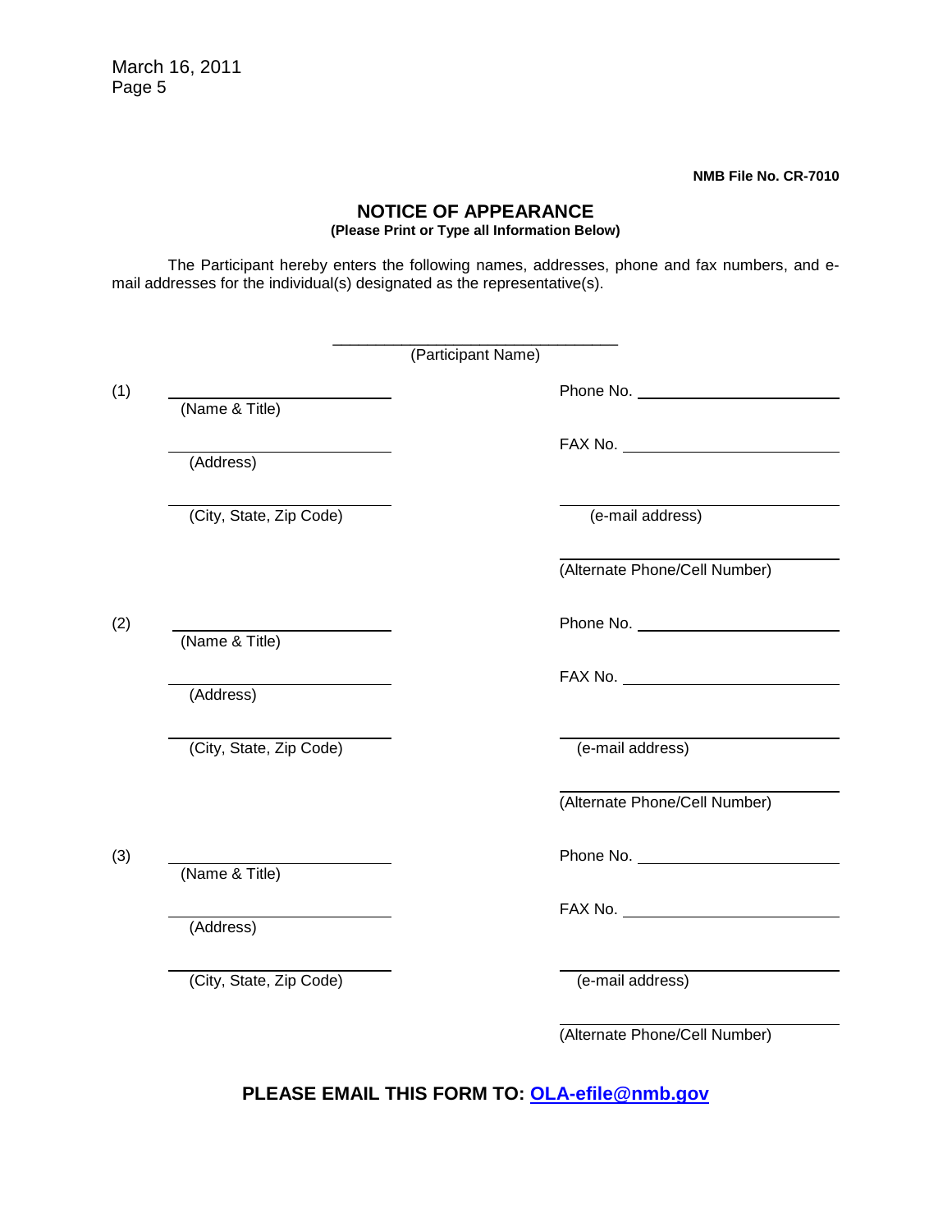**NMB File No. CR-7010**

## NOTICE OF APPEARANCE

**(Please Print or Type all Information Below)**

The Participant hereby enters the following names, addresses, phone and fax numbers, and e-mail addresses for the individual(s) designated as the representative(s).

\_\_\_\_\_\_\_\_\_\_\_\_\_\_\_\_\_\_\_\_\_\_\_\_\_\_\_\_\_\_\_\_\_\_
(Participant Name)

(1) \_\_\_\_\_\_\_\_\_\_\_\_\_\_\_\_\_\_\_\_\_\_\_\_\_\_ Phone No. \_\_\_\_\_\_\_\_\_\_\_\_\_\_\_\_\_\_\_\_\_\_
(Name & Title)

\_\_\_\_\_\_\_\_\_\_\_\_\_\_\_\_\_\_\_\_\_\_\_\_\_\_ FAX No. \_\_\_\_\_\_\_\_\_\_\_\_\_\_\_\_\_\_\_\_\_\_\_\_
(Address)

\_\_\_\_\_\_\_\_\_\_\_\_\_\_\_\_\_\_\_\_\_\_\_\_\_\_ \_\_\_\_\_\_\_\_\_\_\_\_\_\_\_\_\_\_\_\_\_\_\_\_\_\_\_\_\_\_\_\_
(City, State, Zip Code) (e-mail address)

\_\_\_\_\_\_\_\_\_\_\_\_\_\_\_\_\_\_\_\_\_\_\_\_\_\_\_\_\_\_\_\_
(Alternate Phone/Cell Number)

(2) \_\_\_\_\_\_\_\_\_\_\_\_\_\_\_\_\_\_\_\_\_\_\_\_\_\_ Phone No. \_\_\_\_\_\_\_\_\_\_\_\_\_\_\_\_\_\_\_\_\_\_
(Name & Title)

\_\_\_\_\_\_\_\_\_\_\_\_\_\_\_\_\_\_\_\_\_\_\_\_\_\_ FAX No. \_\_\_\_\_\_\_\_\_\_\_\_\_\_\_\_\_\_\_\_\_\_\_\_
(Address)

\_\_\_\_\_\_\_\_\_\_\_\_\_\_\_\_\_\_\_\_\_\_\_\_\_\_ \_\_\_\_\_\_\_\_\_\_\_\_\_\_\_\_\_\_\_\_\_\_\_\_\_\_\_\_\_\_\_\_
(City, State, Zip Code) (e-mail address)

\_\_\_\_\_\_\_\_\_\_\_\_\_\_\_\_\_\_\_\_\_\_\_\_\_\_\_\_\_\_\_\_
(Alternate Phone/Cell Number)

(3) \_\_\_\_\_\_\_\_\_\_\_\_\_\_\_\_\_\_\_\_\_\_\_\_\_\_ Phone No. \_\_\_\_\_\_\_\_\_\_\_\_\_\_\_\_\_\_\_\_\_\_
(Name & Title)

\_\_\_\_\_\_\_\_\_\_\_\_\_\_\_\_\_\_\_\_\_\_\_\_\_\_ FAX No. \_\_\_\_\_\_\_\_\_\_\_\_\_\_\_\_\_\_\_\_\_\_\_\_
(Address)

\_\_\_\_\_\_\_\_\_\_\_\_\_\_\_\_\_\_\_\_\_\_\_\_\_\_ \_\_\_\_\_\_\_\_\_\_\_\_\_\_\_\_\_\_\_\_\_\_\_\_\_\_\_\_\_\_\_\_
(City, State, Zip Code) (e-mail address)

\_\_\_\_\_\_\_\_\_\_\_\_\_\_\_\_\_\_\_\_\_\_\_\_\_\_\_\_\_\_\_\_
(Alternate Phone/Cell Number)

**PLEASE EMAIL THIS FORM TO: OLA-efile@nmb.gov**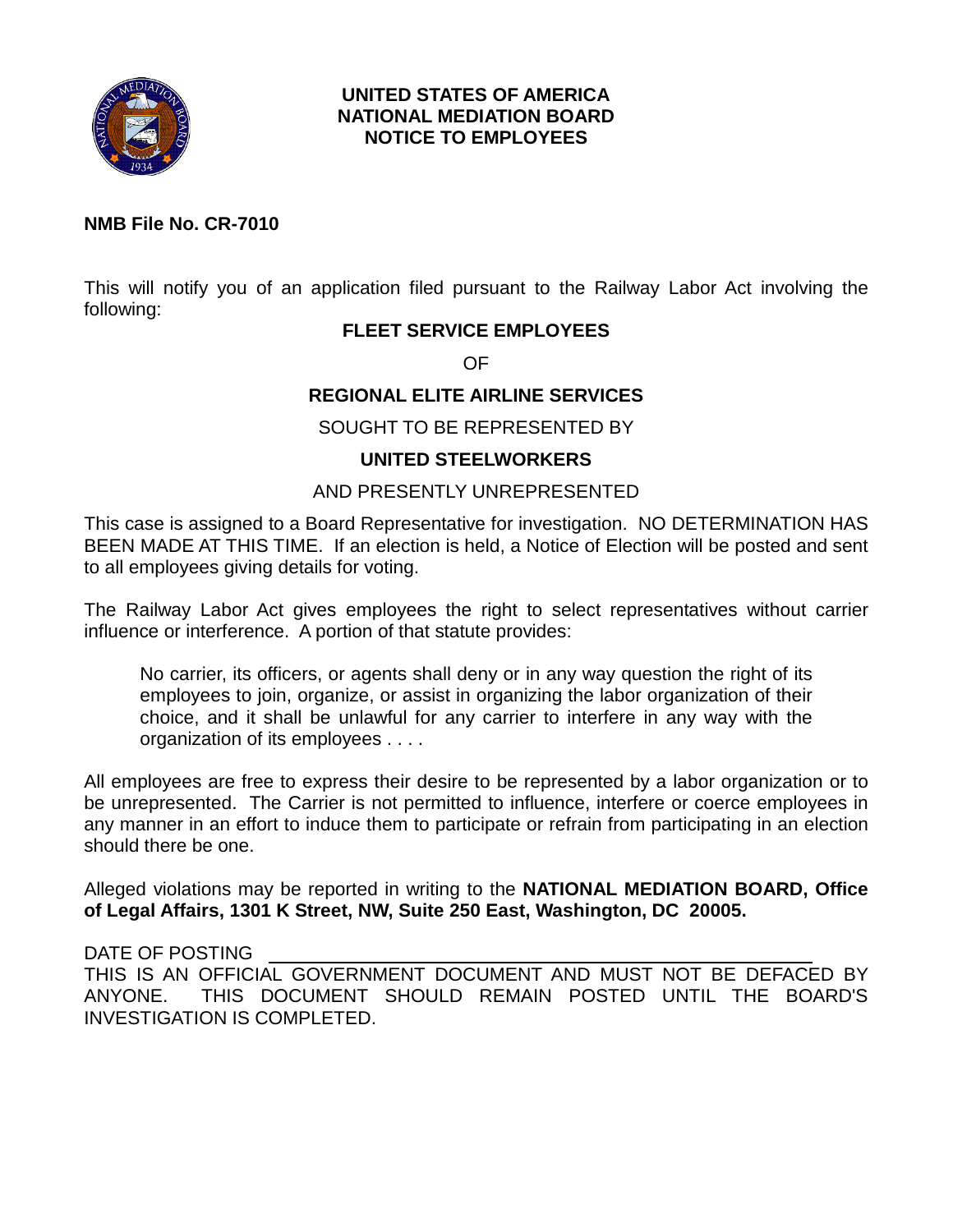**UNITED STATES OF AMERICA**
**NATIONAL MEDIATION BOARD**
**NOTICE TO EMPLOYEES**

**NMB File No. CR-7010**

This will notify you of an application filed pursuant to the Railway Labor Act involving the following:

**FLEET SERVICE EMPLOYEES**

OF

**REGIONAL ELITE AIRLINE SERVICES**

SOUGHT TO BE REPRESENTED BY

**UNITED STEELWORKERS**

AND PRESENTLY UNREPRESENTED

This case is assigned to a Board Representative for investigation. NO DETERMINATION HAS BEEN MADE AT THIS TIME. If an election is held, a Notice of Election will be posted and sent to all employees giving details for voting.

The Railway Labor Act gives employees the right to select representatives without carrier influence or interference. A portion of that statute provides:

> No carrier, its officers, or agents shall deny or in any way question the right of its employees to join, organize, or assist in organizing the labor organization of their choice, and it shall be unlawful for any carrier to interfere in any way with the organization of its employees . . . .

All employees are free to express their desire to be represented by a labor organization or to be unrepresented. The Carrier is not permitted to influence, interfere or coerce employees in any manner in an effort to induce them to participate or refrain from participating in an election should there be one.

Alleged violations may be reported in writing to the **NATIONAL MEDIATION BOARD, Office of Legal Affairs, 1301 K Street, NW, Suite 250 East, Washington, DC 20005.**

DATE OF POSTING ______________________________

THIS IS AN OFFICIAL GOVERNMENT DOCUMENT AND MUST NOT BE DEFACED BY ANYONE. THIS DOCUMENT SHOULD REMAIN POSTED UNTIL THE BOARD'S INVESTIGATION IS COMPLETED.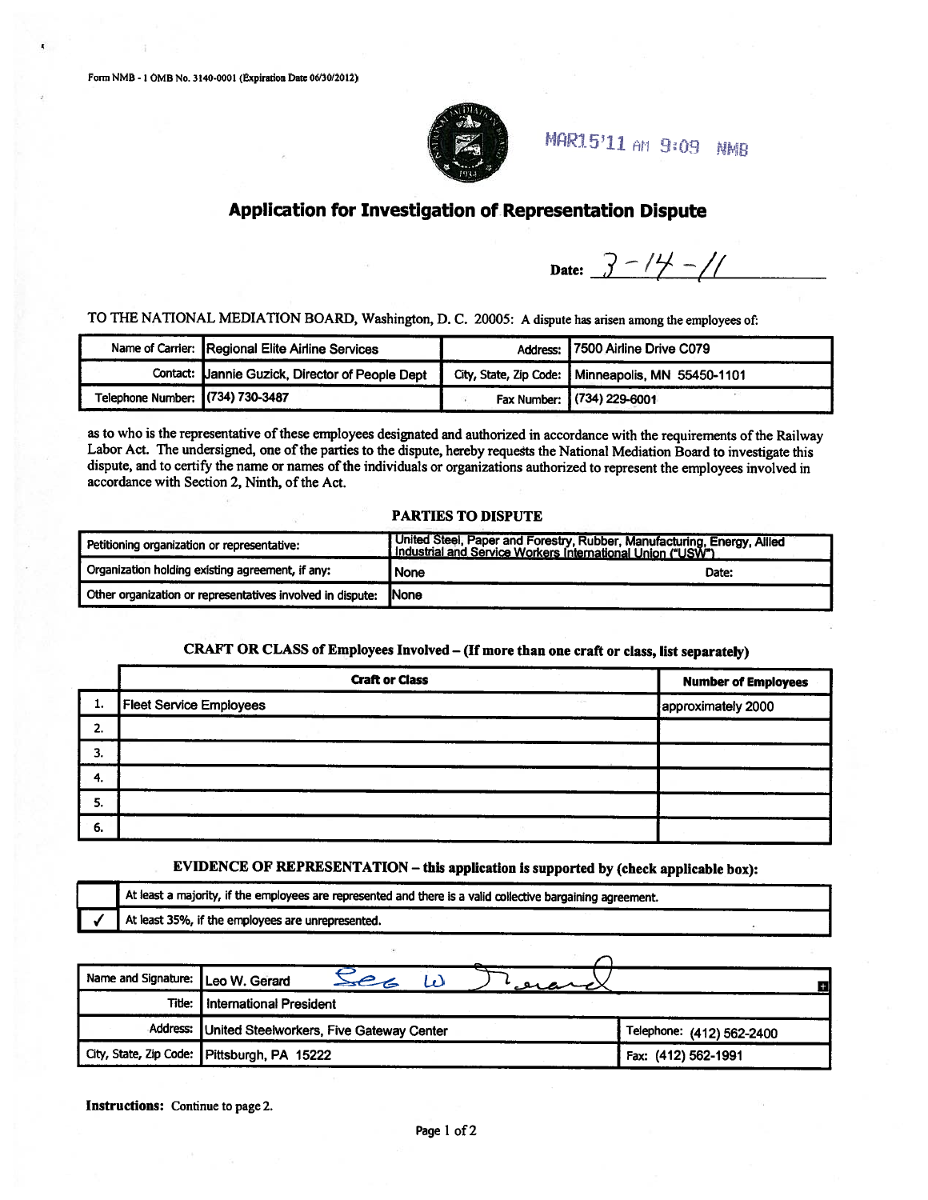Form NMB - 1 OMB No. 3140-0001 (Expiration Date 06/30/2012)

MAR15'11 AM 9:09 NMB

# Application for Investigation of Representation Dispute

Date: 3-14-11

TO THE NATIONAL MEDIATION BOARD, Washington, D. C. 20005: A dispute has arisen among the employees of:

| | | | |
|---|---|---|---|
| Name of Carrier: | Regional Elite Airline Services | Address: | 7500 Airline Drive C079 |
| Contact: | Jannie Guzick, Director of People Dept | City, State, Zip Code: | Minneapolis, MN 55450-1101 |
| Telephone Number: | (734) 730-3487 | Fax Number: | (734) 229-6001 |

as to who is the representative of these employees designated and authorized in accordance with the requirements of the Railway Labor Act. The undersigned, one of the parties to the dispute, hereby requests the National Mediation Board to investigate this dispute, and to certify the name or names of the individuals or organizations authorized to represent the employees involved in accordance with Section 2, Ninth, of the Act.

## PARTIES TO DISPUTE

| | | |
|---|---|---|
| Petitioning organization or representative: | United Steel, Paper and Forestry, Rubber, Manufacturing, Energy, Allied Industrial and Service Workers International Union ("USW") | |
| Organization holding existing agreement, if any: | None | Date: |
| Other organization or representatives involved in dispute: | None | |

## CRAFT OR CLASS of Employees Involved – (If more than one craft or class, list separately)

| | Craft or Class | Number of Employees |
|---|---|---|
| 1. | Fleet Service Employees | approximately 2000 |
| 2. | | |
| 3. | | |
| 4. | | |
| 5. | | |
| 6. | | |

## EVIDENCE OF REPRESENTATION – this application is supported by (check applicable box):

| | |
|---|---|
| | At least a majority, if the employees are represented and there is a valid collective bargaining agreement. |
| ✓ | At least 35%, if the employees are unrepresented. |

| | | |
|---|---|---|
| Name and Signature: | Leo W. Gerard *Leo W. Gerard* | |
| Title: | International President | |
| Address: | United Steelworkers, Five Gateway Center | Telephone: (412) 562-2400 |
| City, State, Zip Code: | Pittsburgh, PA 15222 | Fax: (412) 562-1991 |

**Instructions:** Continue to page 2.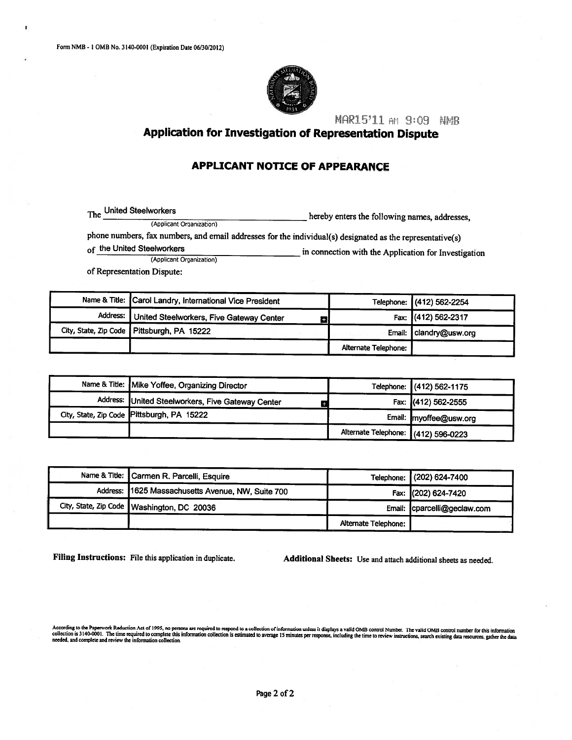Form NMB - 1 OMB No. 3140-0001 (Expiration Date 06/30/2012)

MAR15'11 AM 9:09 NMB

# Application for Investigation of Representation Dispute

## APPLICANT NOTICE OF APPEARANCE

The United Steelworkers (Applicant Organization) hereby enters the following names, addresses, phone numbers, fax numbers, and email addresses for the individual(s) designated as the representative(s) of the United Steelworkers (Applicant Organization) in connection with the Application for Investigation of Representation Dispute:

| | | | |
|---|---|---|---|
| Name & Title: | Carol Landry, International Vice President | Telephone: | (412) 562-2254 |
| Address: | United Steelworkers, Five Gateway Center | Fax: | (412) 562-2317 |
| City, State, Zip Code | Pittsburgh, PA 15222 | Email: | clandry@usw.org |
| | | Alternate Telephone: | |

| | | | |
|---|---|---|---|
| Name & Title: | Mike Yoffee, Organizing Director | Telephone: | (412) 562-1175 |
| Address: | United Steelworkers, Five Gateway Center | Fax: | (412) 562-2555 |
| City, State, Zip Code | Pittsburgh, PA 15222 | Email: | myoffee@usw.org |
| | | Alternate Telephone: | (412) 596-0223 |

| | | | |
|---|---|---|---|
| Name & Title: | Carmen R. Parcelli, Esquire | Telephone: | (202) 624-7400 |
| Address: | 1625 Massachusetts Avenue, NW, Suite 700 | Fax: | (202) 624-7420 |
| City, State, Zip Code | Washington, DC 20036 | Email: | cparcelli@geclaw.com |
| | | Alternate Telephone: | |

**Filing Instructions:** File this application in duplicate.

**Additional Sheets:** Use and attach additional sheets as needed.

According to the Paperwork Reduction Act of 1995, no persons are required to respond to a collection of information unless it displays a valid OMB control Number. The valid OMB control number for this information collection is 3140-0001. The time required to complete this information collection is estimated to average 15 minutes per response, including the time to review instructions, search existing data resources, gather the data needed, and complete and review the information collection.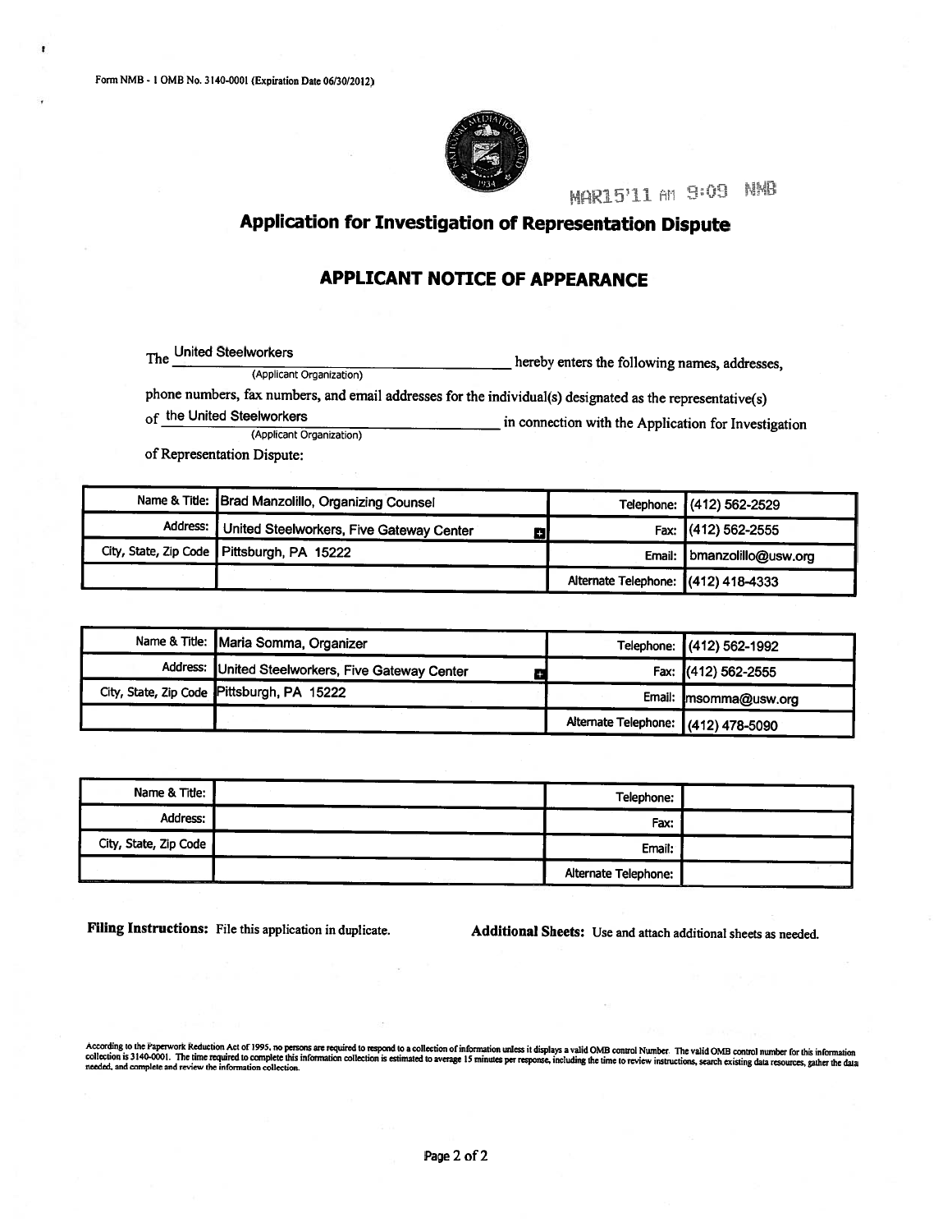Form NMB - 1 OMB No. 3140-0001 (Expiration Date 06/30/2012)

MAR15'11 AM 9:09 NMB

# Application for Investigation of Representation Dispute

## APPLICANT NOTICE OF APPEARANCE

The United Steelworkers (Applicant Organization) hereby enters the following names, addresses, phone numbers, fax numbers, and email addresses for the individual(s) designated as the representative(s) of the United Steelworkers (Applicant Organization) in connection with the Application for Investigation of Representation Dispute:

| | | | |
|---|---|---|---|
| Name & Title: | Brad Manzolillo, Organizing Counsel | Telephone: | (412) 562-2529 |
| Address: | United Steelworkers, Five Gateway Center | Fax: | (412) 562-2555 |
| City, State, Zip Code | Pittsburgh, PA 15222 | Email: | bmanzolillo@usw.org |
| | | Alternate Telephone: | (412) 418-4333 |

| | | | |
|---|---|---|---|
| Name & Title: | Maria Somma, Organizer | Telephone: | (412) 562-1992 |
| Address: | United Steelworkers, Five Gateway Center | Fax: | (412) 562-2555 |
| City, State, Zip Code | Pittsburgh, PA 15222 | Email: | msomma@usw.org |
| | | Alternate Telephone: | (412) 478-5090 |

| | | | |
|---|---|---|---|
| Name & Title: | | Telephone: | |
| Address: | | Fax: | |
| City, State, Zip Code | | Email: | |
| | | Alternate Telephone: | |

**Filing Instructions:** File this application in duplicate.

**Additional Sheets:** Use and attach additional sheets as needed.

According to the Paperwork Reduction Act of 1995, no persons are required to respond to a collection of information unless it displays a valid OMB control Number. The valid OMB control number for this information collection is 3140-0001. The time required to complete this information collection is estimated to average 15 minutes per response, including the time to review instructions, search existing data resources, gather the data needed, and complete and review the information collection.